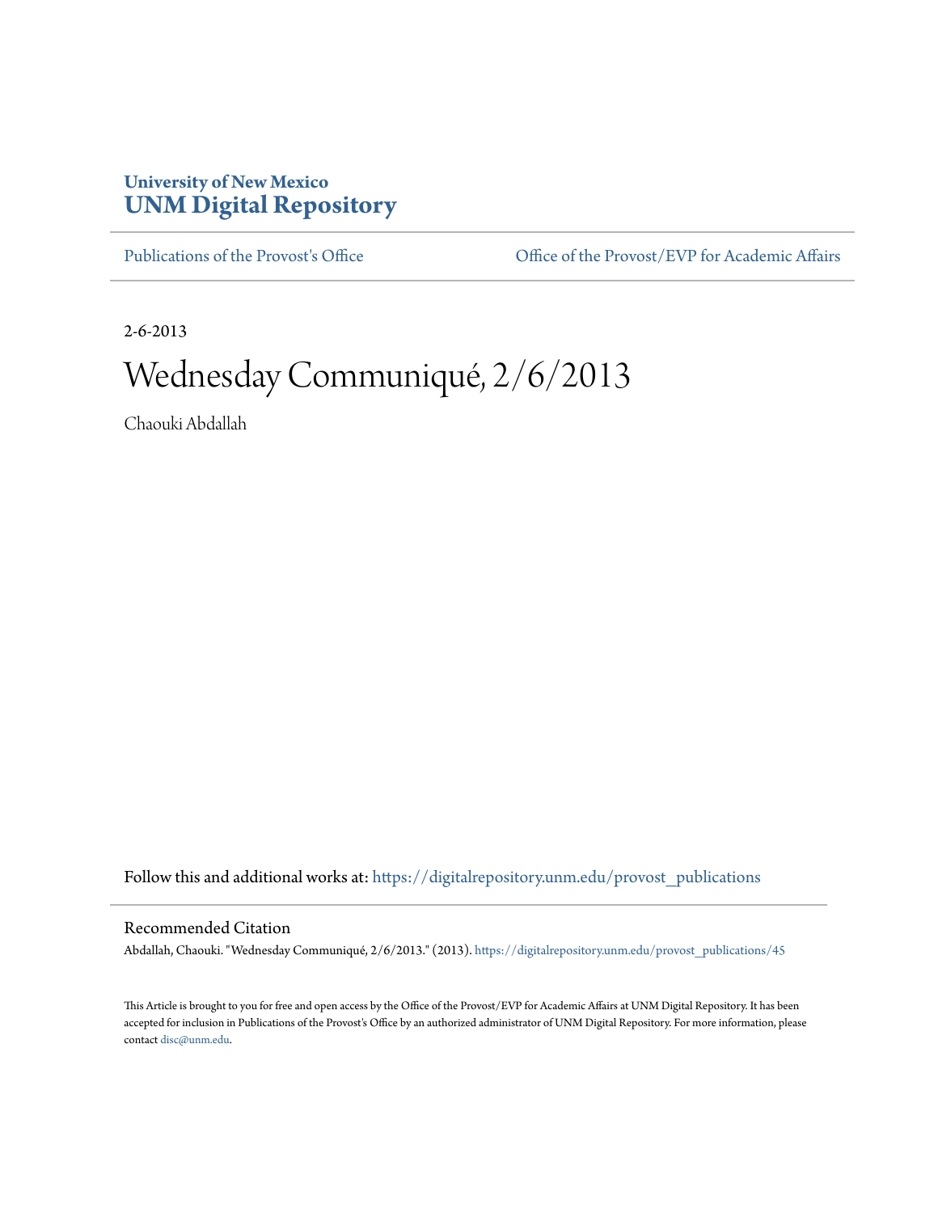**University of New Mexico**
**UNM Digital Repository**

Publications of the Provost's Office | Office of the Provost/EVP for Academic Affairs

2-6-2013

# Wednesday Communiqué, 2/6/2013

Chaouki Abdallah

Follow this and additional works at: https://digitalrepository.unm.edu/provost_publications

## Recommended Citation

Abdallah, Chaouki. "Wednesday Communiqué, 2/6/2013." (2013). https://digitalrepository.unm.edu/provost_publications/45

This Article is brought to you for free and open access by the Office of the Provost/EVP for Academic Affairs at UNM Digital Repository. It has been accepted for inclusion in Publications of the Provost's Office by an authorized administrator of UNM Digital Repository. For more information, please contact disc@unm.edu.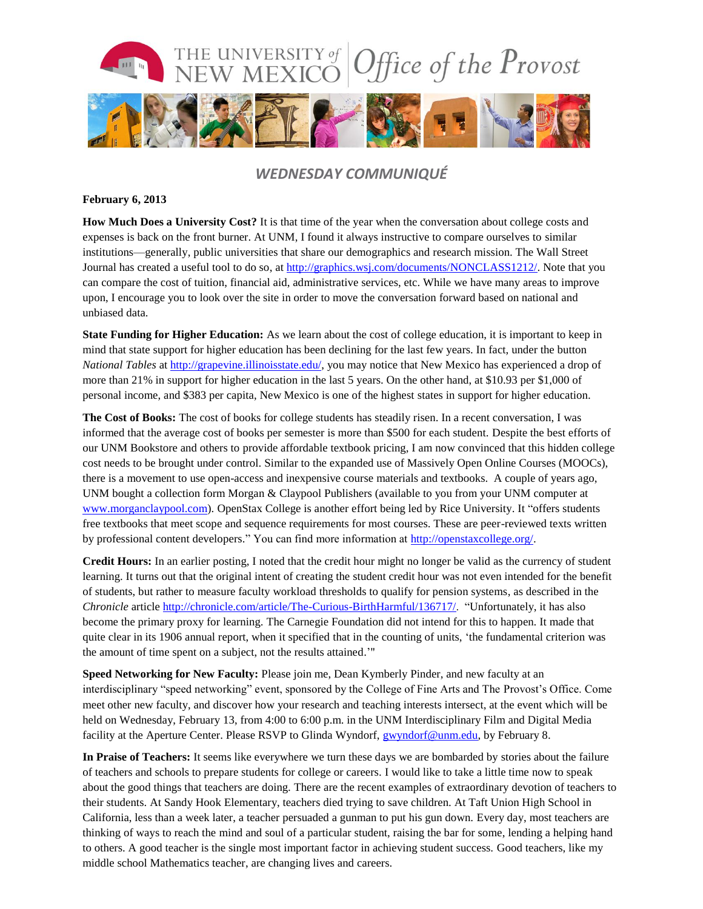# THE UNIVERSITY of NEW MEXICO | Office of the Provost

## *WEDNESDAY COMMUNIQUÉ*

**February 6, 2013**

**How Much Does a University Cost?** It is that time of the year when the conversation about college costs and expenses is back on the front burner. At UNM, I found it always instructive to compare ourselves to similar institutions—generally, public universities that share our demographics and research mission. The Wall Street Journal has created a useful tool to do so, at http://graphics.wsj.com/documents/NONCLASS1212/. Note that you can compare the cost of tuition, financial aid, administrative services, etc. While we have many areas to improve upon, I encourage you to look over the site in order to move the conversation forward based on national and unbiased data.

**State Funding for Higher Education:** As we learn about the cost of college education, it is important to keep in mind that state support for higher education has been declining for the last few years. In fact, under the button *National Tables* at http://grapevine.illinoisstate.edu/, you may notice that New Mexico has experienced a drop of more than 21% in support for higher education in the last 5 years. On the other hand, at $10.93 per $1,000 of personal income, and $383 per capita, New Mexico is one of the highest states in support for higher education.

**The Cost of Books:** The cost of books for college students has steadily risen. In a recent conversation, I was informed that the average cost of books per semester is more than $500 for each student. Despite the best efforts of our UNM Bookstore and others to provide affordable textbook pricing, I am now convinced that this hidden college cost needs to be brought under control. Similar to the expanded use of Massively Open Online Courses (MOOCs), there is a movement to use open-access and inexpensive course materials and textbooks. A couple of years ago, UNM bought a collection form Morgan & Claypool Publishers (available to you from your UNM computer at www.morganclaypool.com). OpenStax College is another effort being led by Rice University. It "offers students free textbooks that meet scope and sequence requirements for most courses. These are peer-reviewed texts written by professional content developers." You can find more information at http://openstaxcollege.org/.

**Credit Hours:** In an earlier posting, I noted that the credit hour might no longer be valid as the currency of student learning. It turns out that the original intent of creating the student credit hour was not even intended for the benefit of students, but rather to measure faculty workload thresholds to qualify for pension systems, as described in the *Chronicle* article http://chronicle.com/article/The-Curious-BirthHarmful/136717/. "Unfortunately, it has also become the primary proxy for learning. The Carnegie Foundation did not intend for this to happen. It made that quite clear in its 1906 annual report, when it specified that in the counting of units, 'the fundamental criterion was the amount of time spent on a subject, not the results attained.'"

**Speed Networking for New Faculty:** Please join me, Dean Kymberly Pinder, and new faculty at an interdisciplinary "speed networking" event, sponsored by the College of Fine Arts and The Provost's Office. Come meet other new faculty, and discover how your research and teaching interests intersect, at the event which will be held on Wednesday, February 13, from 4:00 to 6:00 p.m. in the UNM Interdisciplinary Film and Digital Media facility at the Aperture Center. Please RSVP to Glinda Wyndorf, gwyndorf@unm.edu, by February 8.

**In Praise of Teachers:** It seems like everywhere we turn these days we are bombarded by stories about the failure of teachers and schools to prepare students for college or careers. I would like to take a little time now to speak about the good things that teachers are doing. There are the recent examples of extraordinary devotion of teachers to their students. At Sandy Hook Elementary, teachers died trying to save children. At Taft Union High School in California, less than a week later, a teacher persuaded a gunman to put his gun down. Every day, most teachers are thinking of ways to reach the mind and soul of a particular student, raising the bar for some, lending a helping hand to others. A good teacher is the single most important factor in achieving student success. Good teachers, like my middle school Mathematics teacher, are changing lives and careers.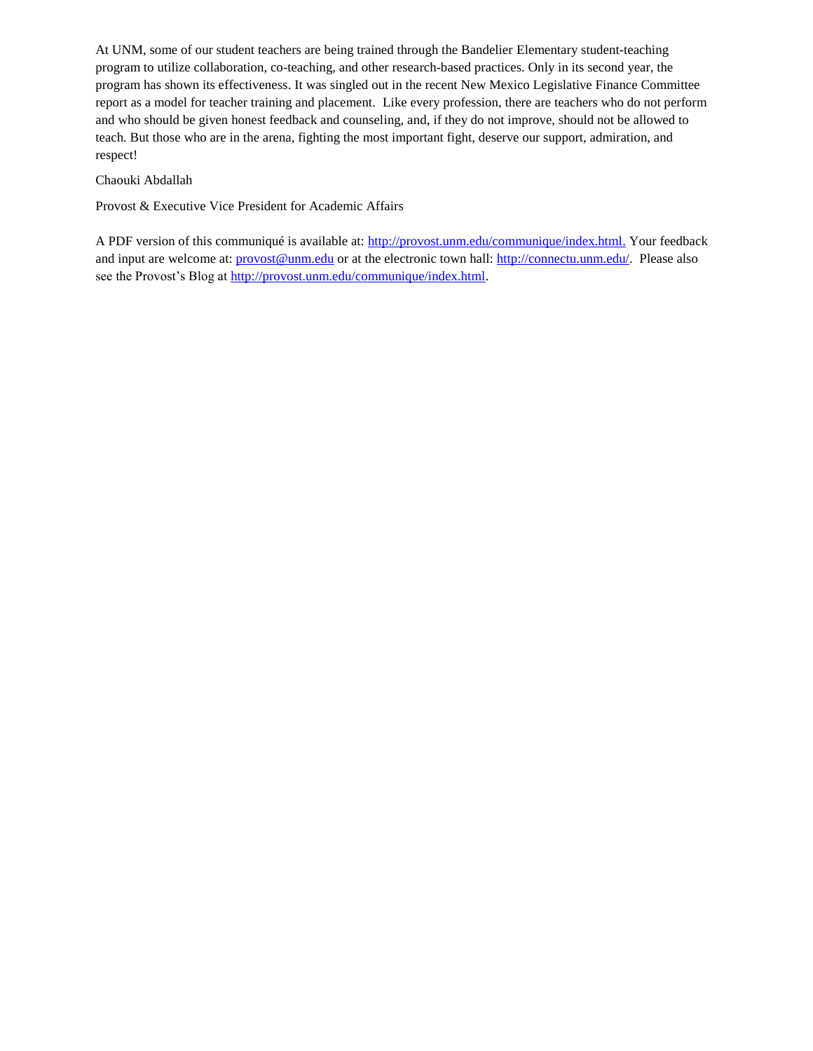At UNM, some of our student teachers are being trained through the Bandelier Elementary student-teaching program to utilize collaboration, co-teaching, and other research-based practices. Only in its second year, the program has shown its effectiveness. It was singled out in the recent New Mexico Legislative Finance Committee report as a model for teacher training and placement. Like every profession, there are teachers who do not perform and who should be given honest feedback and counseling, and, if they do not improve, should not be allowed to teach. But those who are in the arena, fighting the most important fight, deserve our support, admiration, and respect!

Chaouki Abdallah

Provost & Executive Vice President for Academic Affairs

A PDF version of this communiqué is available at: [http://provost.unm.edu/communique/index.html.](http://provost.unm.edu/communique/index.html) Your feedback and input are welcome at: [provost@unm.edu](mailto:provost@unm.edu) or at the electronic town hall: [http://connectu.unm.edu/](http://connectu.unm.edu/). Please also see the Provost's Blog at [http://provost.unm.edu/communique/index.html](http://provost.unm.edu/communique/index.html).